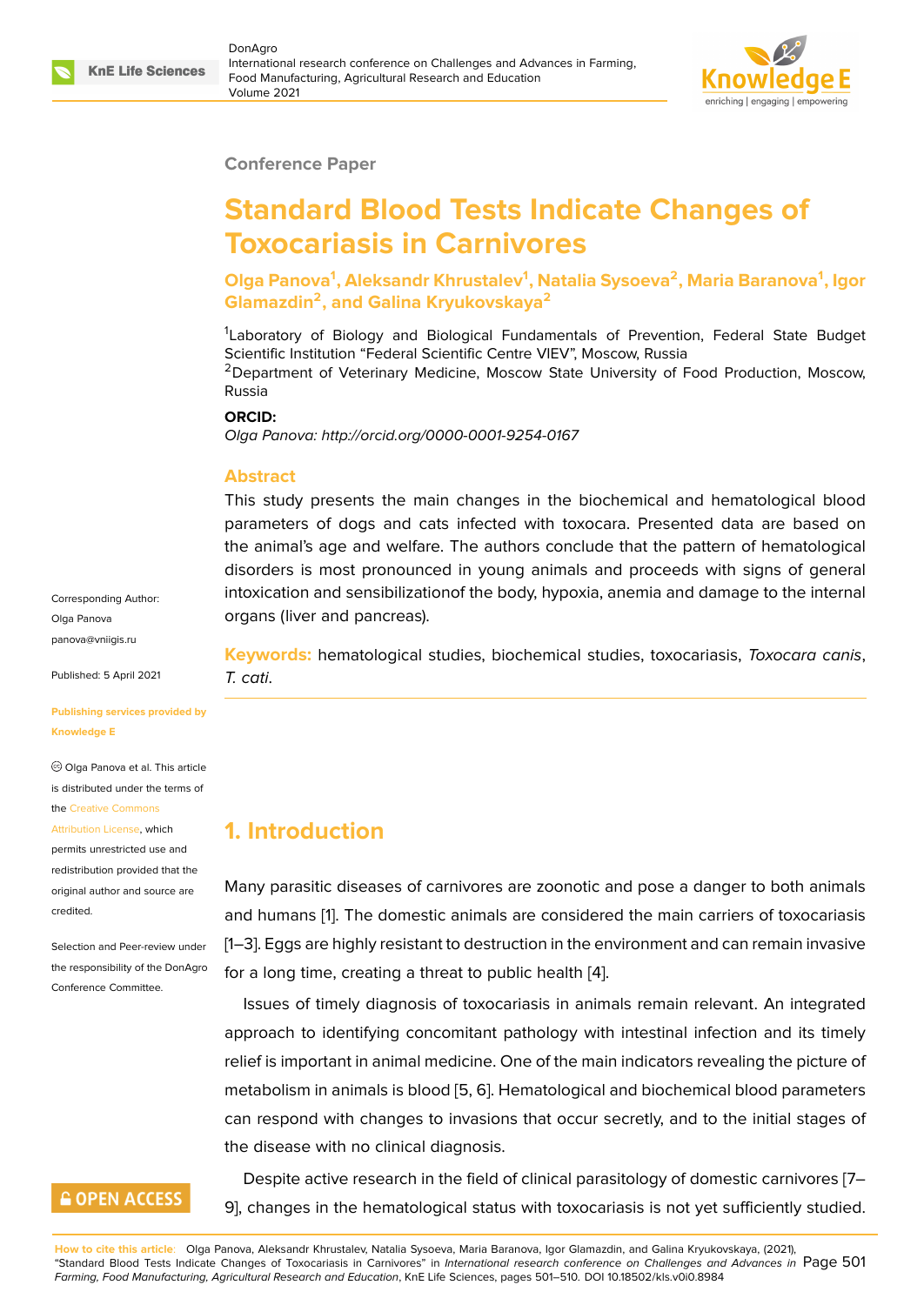Conference Paper

# Standard Blood Tests Indicate Changes of Toxocariasis in Carnivores

**Olga Panova[1], Aleksandr Khrustalev[1], Natalia Sysoeva[2], Maria Baranova[1], Igor Glamazdin[2], and Galina Kryukovskaya[2]**

[1]Laboratory of Biology and Biological Fundamentals of Prevention, Federal State Budget Scientific Institution “Federal Scientific Centre VIEV”, Moscow, Russia
[2]Department of Veterinary Medicine, Moscow State University of Food Production, Moscow, Russia

**ORCID:**
*Olga Panova: http://orcid.org/0000-0001-9254-0167*

Corresponding Author:
Olga Panova
panova@vniigis.ru

Published: 5 April 2021

Publishing services provided by Knowledge E

Olga Panova et al. This article is distributed under the terms of the Creative Commons Attribution License, which permits unrestricted use and redistribution provided that the original author and source are credited.

Selection and Peer-review under the responsibility of the DonAgro Conference Committee.

## Abstract

This study presents the main changes in the biochemical and hematological blood parameters of dogs and cats infected with toxocara. Presented data are based on the animal’s age and welfare. The authors conclude that the pattern of hematological disorders is most pronounced in young animals and proceeds with signs of general intoxication and sensibilizationof the body, hypoxia, anemia and damage to the internal organs (liver and pancreas).

**Keywords:** hematological studies, biochemical studies, toxocariasis, *Toxocara canis*, *T. cati*.

## 1. Introduction

Many parasitic diseases of carnivores are zoonotic and pose a danger to both animals and humans [1]. The domestic animals are considered the main carriers of toxocariasis [1–3]. Eggs are highly resistant to destruction in the environment and can remain invasive for a long time, creating a threat to public health [4].

Issues of timely diagnosis of toxocariasis in animals remain relevant. An integrated approach to identifying concomitant pathology with intestinal infection and its timely relief is important in animal medicine. One of the main indicators revealing the picture of metabolism in animals is blood [5, 6]. Hematological and biochemical blood parameters can respond with changes to invasions that occur secretly, and to the initial stages of the disease with no clinical diagnosis.

Despite active research in the field of clinical parasitology of domestic carnivores [7–9], changes in the hematological status with toxocariasis is not yet sufficiently studied.

**How to cite this article**: Olga Panova, Aleksandr Khrustalev, Natalia Sysoeva, Maria Baranova, Igor Glamazdin, and Galina Kryukovskaya, (2021), “Standard Blood Tests Indicate Changes of Toxocariasis in Carnivores” in *International research conference on Challenges and Advances in Farming, Food Manufacturing, Agricultural Research and Education*, KnE Life Sciences, pages 501–510. DOI 10.18502/kls.v0i0.8984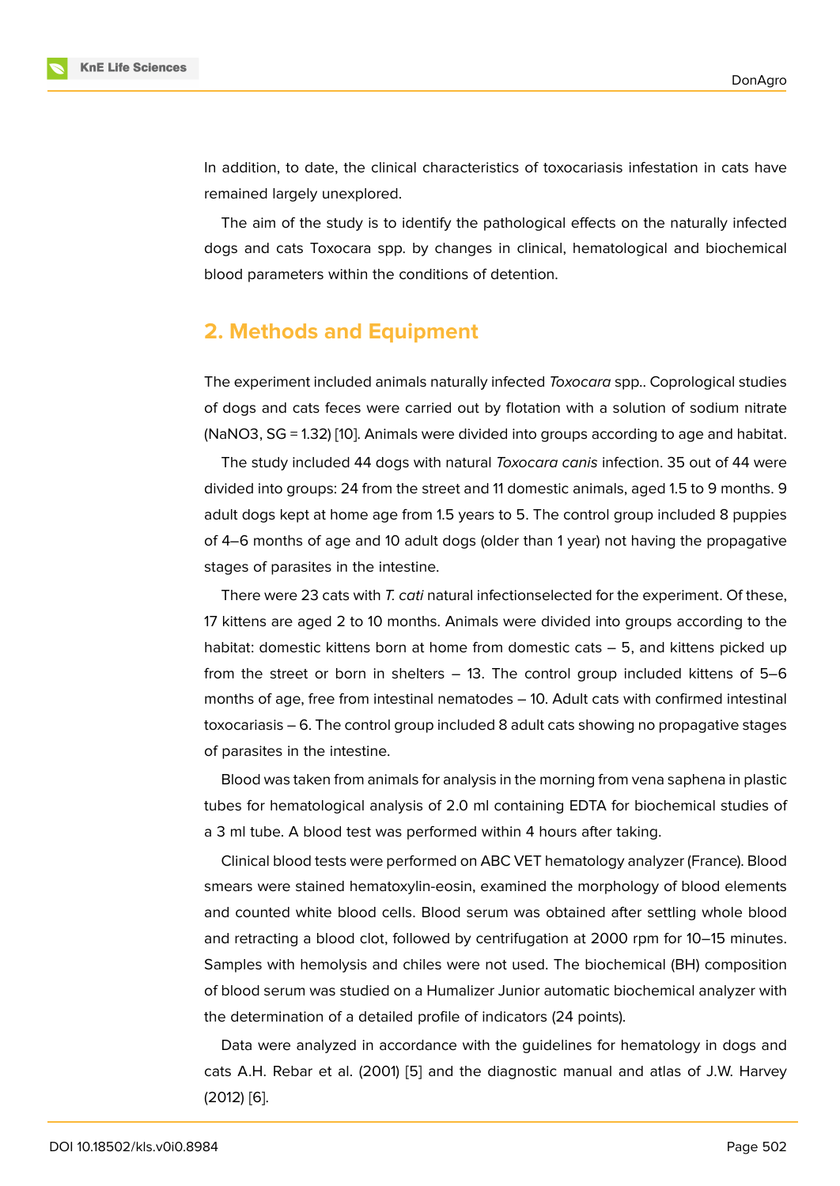In addition, to date, the clinical characteristics of toxocariasis infestation in cats have remained largely unexplored.

The aim of the study is to identify the pathological effects on the naturally infected dogs and cats Toxocara spp. by changes in clinical, hematological and biochemical blood parameters within the conditions of detention.

## 2. Methods and Equipment

The experiment included animals naturally infected *Toxocara* spp.. Coprological studies of dogs and cats feces were carried out by flotation with a solution of sodium nitrate ($NaNO_3$, SG = 1.32) [10]. Animals were divided into groups according to age and habitat.

The study included 44 dogs with natural *Toxocara canis* infection. 35 out of 44 were divided into groups: 24 from the street and 11 domestic animals, aged 1.5 to 9 months. 9 adult dogs kept at home age from 1.5 years to 5. The control group included 8 puppies of 4–6 months of age and 10 adult dogs (older than 1 year) not having the propagative stages of parasites in the intestine.

There were 23 cats with *T. cati* natural infectionselected for the experiment. Of these, 17 kittens are aged 2 to 10 months. Animals were divided into groups according to the habitat: domestic kittens born at home from domestic cats – 5, and kittens picked up from the street or born in shelters – 13. The control group included kittens of 5–6 months of age, free from intestinal nematodes – 10. Adult cats with confirmed intestinal toxocariasis – 6. The control group included 8 adult cats showing no propagative stages of parasites in the intestine.

Blood was taken from animals for analysis in the morning from vena saphena in plastic tubes for hematological analysis of 2.0 ml containing EDTA for biochemical studies of a 3 ml tube. A blood test was performed within 4 hours after taking.

Clinical blood tests were performed on ABC VET hematology analyzer (France). Blood smears were stained hematoxylin-eosin, examined the morphology of blood elements and counted white blood cells. Blood serum was obtained after settling whole blood and retracting a blood clot, followed by centrifugation at 2000 rpm for 10–15 minutes. Samples with hemolysis and chiles were not used. The biochemical (BH) composition of blood serum was studied on a Humalizer Junior automatic biochemical analyzer with the determination of a detailed profile of indicators (24 points).

Data were analyzed in accordance with the guidelines for hematology in dogs and cats A.H. Rebar et al. (2001) [5] and the diagnostic manual and atlas of J.W. Harvey (2012) [6].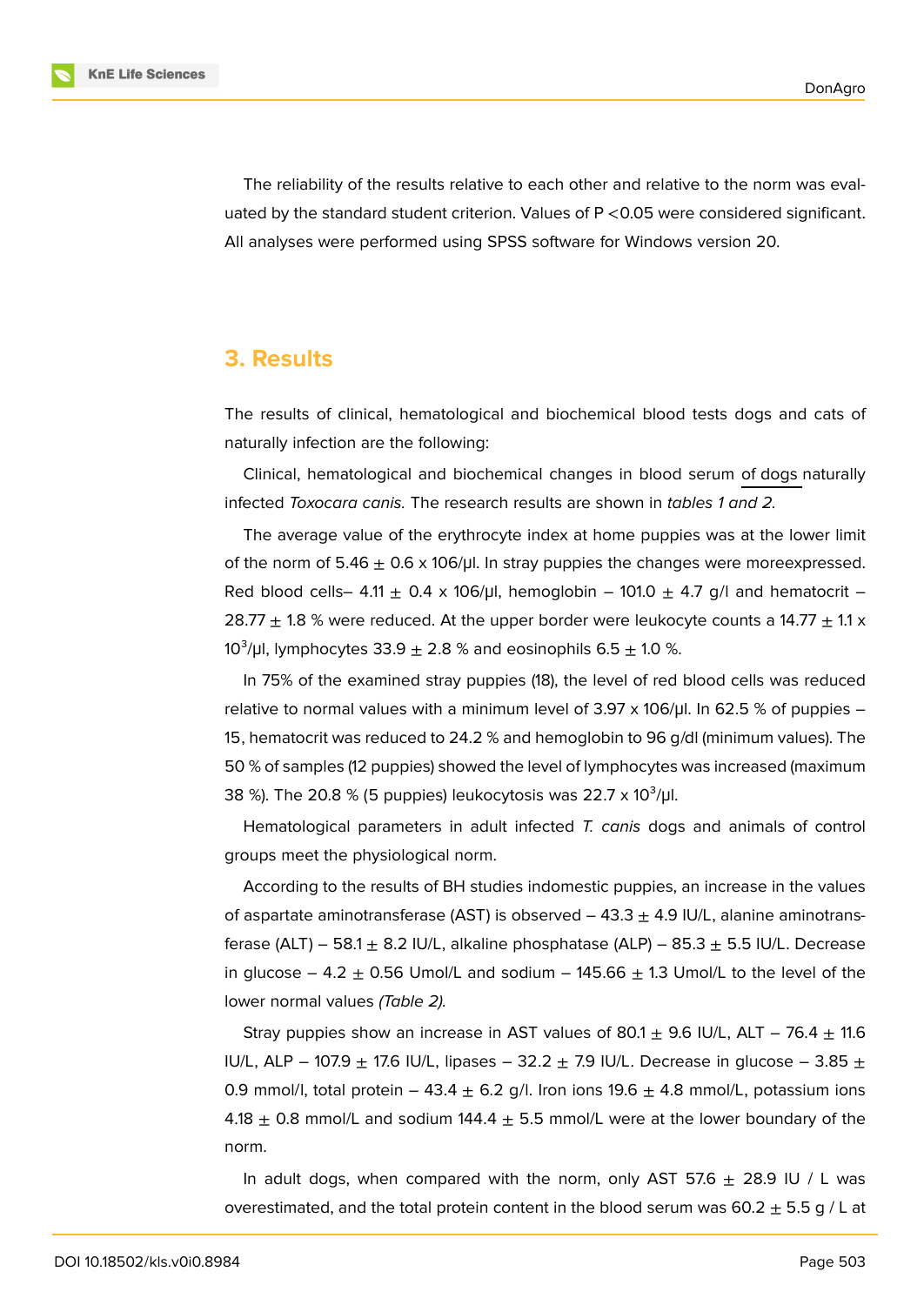The reliability of the results relative to each other and relative to the norm was evaluated by the standard student criterion. Values of P <0.05 were considered significant. All analyses were performed using SPSS software for Windows version 20.

## 3. Results

The results of clinical, hematological and biochemical blood tests dogs and cats of naturally infection are the following:

Clinical, hematological and biochemical changes in blood serum of dogs naturally infected *Toxocara canis.* The research results are shown in *tables 1 and 2.*

The average value of the erythrocyte index at home puppies was at the lower limit of the norm of 5.46 ± 0.6 x 106/μl. In stray puppies the changes were moreexpressed. Red blood cells– 4.11 ± 0.4 x 106/μl, hemoglobin – 101.0 ± 4.7 g/l and hematocrit – 28.77 ± 1.8 % were reduced. At the upper border were leukocyte counts a 14.77 ± 1.1 x $10^3$/μl, lymphocytes 33.9 ± 2.8 % and eosinophils 6.5 ± 1.0 %.

In 75% of the examined stray puppies (18), the level of red blood cells was reduced relative to normal values with a minimum level of 3.97 x 106/μl. In 62.5 % of puppies – 15, hematocrit was reduced to 24.2 % and hemoglobin to 96 g/dl (minimum values). The 50 % of samples (12 puppies) showed the level of lymphocytes was increased (maximum 38 %). The 20.8 % (5 puppies) leukocytosis was 22.7 x $10^3$/μl.

Hematological parameters in adult infected *T. canis* dogs and animals of control groups meet the physiological norm.

According to the results of BH studies indomestic puppies, an increase in the values of aspartate aminotransferase (AST) is observed – 43.3 ± 4.9 IU/L, alanine aminotransferase (ALT) – 58.1 ± 8.2 IU/L, alkaline phosphatase (ALP) – 85.3 ± 5.5 IU/L. Decrease in glucose – 4.2 ± 0.56 Umol/L and sodium – 145.66 ± 1.3 Umol/L to the level of the lower normal values *(Table 2).*

Stray puppies show an increase in AST values of 80.1 ± 9.6 IU/L, ALT – 76.4 ± 11.6 IU/L, ALP – 107.9 ± 17.6 IU/L, lipases – 32.2 ± 7.9 IU/L. Decrease in glucose – 3.85 ± 0.9 mmol/l, total protein – 43.4 ± 6.2 g/l. Iron ions 19.6 ± 4.8 mmol/L, potassium ions 4.18 ± 0.8 mmol/L and sodium 144.4 ± 5.5 mmol/L were at the lower boundary of the norm.

In adult dogs, when compared with the norm, only AST 57.6 ± 28.9 IU / L was overestimated, and the total protein content in the blood serum was 60.2 ± 5.5 g / L at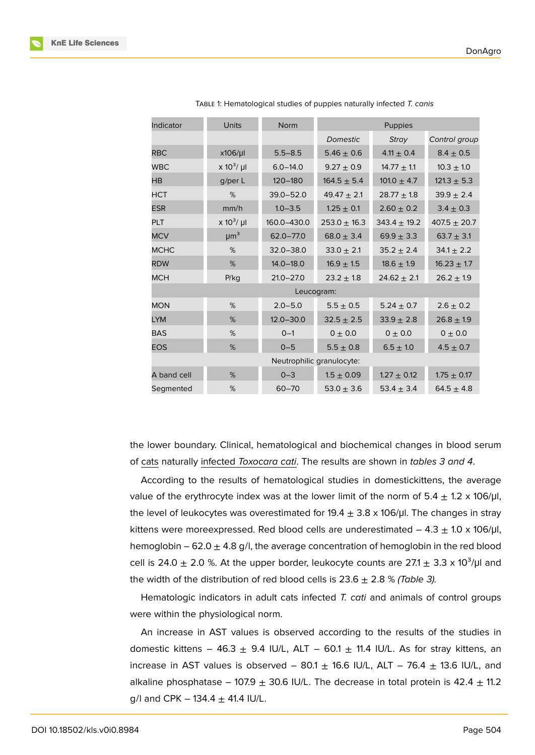Table 1: Hematological studies of puppies naturally infected *T. canis*

| Indicator | Units | Norm | Puppies | | |
|---|---|---|---|---|---|
| | | | *Domestic* | *Stray* | *Control group* |
| RBC | x106/μl | 5.5–8.5 | 5.46 ± 0.6 | 4.11 ± 0.4 | 8.4 ± 0.5 |
| WBC | x $10^3$/ μl | 6.0–14.0 | 9.27 ± 0.9 | 14.77 ± 1.1 | 10.3 ± 1.0 |
| HB | g/per L | 120–180 | 164.5 ± 5.4 | 101.0 ± 4.7 | 121.3 ± 5.3 |
| HCT | % | 39.0–52.0 | 49.47 ± 2.1 | 28.77 ± 1.8 | 39.9 ± 2.4 |
| ESR | mm/h | 1.0–3.5 | 1.25 ± 0.1 | 2.60 ± 0.2 | 3.4 ± 0.3 |
| PLT | x $10^3$/ μl | 160.0–430.0 | 253.0 ± 16.3 | 343.4 ± 19.2 | 407.5 ± 20.7 |
| MCV | μm$^3$ | 62.0–77.0 | 68.0 ± 3.4 | 69.9 ± 3.3 | 63.7 ± 3.1 |
| MCHC | % | 32.0–38.0 | 33.0 ± 2.1 | 35.2 ± 2.4 | 34.1 ± 2.2 |
| RDW | % | 14.0–18.0 | 16.9 ± 1.5 | 18.6 ± 1.9 | 16.23 ± 1.7 |
| MCH | P/kg | 21.0–27.0 | 23.2 ± 1.8 | 24.62 ± 2.1 | 26.2 ± 1.9 |
| Leucogram: | | | | | |
| MON | % | 2.0–5.0 | 5.5 ± 0.5 | 5.24 ± 0.7 | 2.6 ± 0.2 |
| LYM | % | 12.0–30.0 | 32.5 ± 2.5 | 33.9 ± 2.8 | 26.8 ± 1.9 |
| BAS | % | 0–1 | 0 ± 0.0 | 0 ± 0.0 | 0 ± 0.0 |
| EOS | % | 0–5 | 5.5 ± 0.8 | 6.5 ± 1.0 | 4.5 ± 0.7 |
| Neutrophilic granulocyte: | | | | | |
| A band cell | % | 0–3 | 1.5 ± 0.09 | 1.27 ± 0.12 | 1.75 ± 0.17 |
| Segmented | % | 60–70 | 53.0 ± 3.6 | 53.4 ± 3.4 | 64.5 ± 4.8 |

the lower boundary. Clinical, hematological and biochemical changes in blood serum of cats naturally infected *Toxocara cati*. The results are shown in *tables 3 and 4*.

According to the results of hematological studies in domestickittens, the average value of the erythrocyte index was at the lower limit of the norm of 5.4 ± 1.2 x 106/μl, the level of leukocytes was overestimated for 19.4 ± 3.8 x 106/μl. The changes in stray kittens were moreexpressed. Red blood cells are underestimated – 4.3 ± 1.0 x 106/μl, hemoglobin – 62.0 ± 4.8 g/l, the average concentration of hemoglobin in the red blood cell is 24.0 ± 2.0 %. At the upper border, leukocyte counts are 27.1 ± 3.3 x $10^3$/μl and the width of the distribution of red blood cells is 23.6 ± 2.8 % *(Table 3).*

Hematologic indicators in adult cats infected *T. cati* and animals of control groups were within the physiological norm.

An increase in AST values is observed according to the results of the studies in domestic kittens – 46.3 ± 9.4 IU/L, ALT – 60.1 ± 11.4 IU/L. As for stray kittens, an increase in AST values is observed – 80.1 ± 16.6 IU/L, ALT – 76.4 ± 13.6 IU/L, and alkaline phosphatase – 107.9 ± 30.6 IU/L. The decrease in total protein is 42.4 ± 11.2 g/l and CPK – 134.4 ± 41.4 IU/L.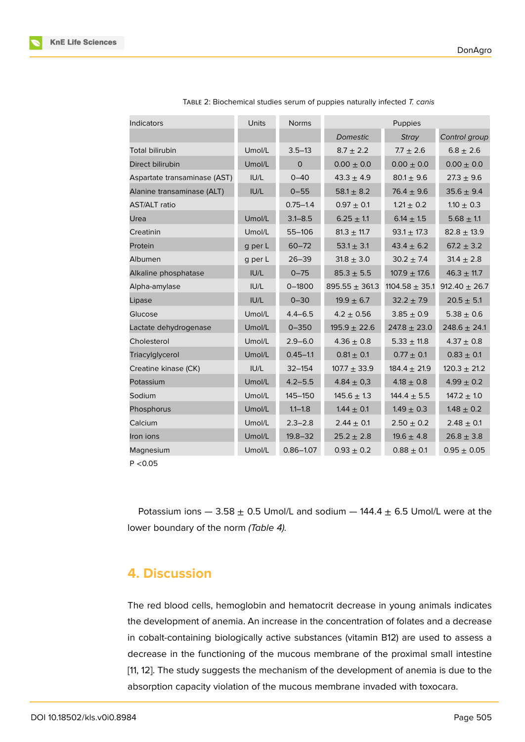Table 2: Biochemical studies serum of puppies naturally infected *T. canis*

| Indicators | Units | Norms | Puppies | | |
|---|---|---|---|---|---|
| | | | *Domestic* | *Stray* | *Control group* |
| Total bilirubin | Umol/L | 3.5–13 | 8.7 ± 2.2 | 7.7 ± 2.6 | 6.8 ± 2.6 |
| Direct bilirubin | Umol/L | 0 | 0.00 ± 0.0 | 0.00 ± 0.0 | 0.00 ± 0.0 |
| Aspartate transaminase (AST) | IU/L | 0–40 | 43.3 ± 4.9 | 80.1 ± 9.6 | 27.3 ± 9.6 |
| Alanine transaminase (ALT) | IU/L | 0–55 | 58.1 ± 8.2 | 76.4 ± 9.6 | 35.6 ± 9.4 |
| AST/ALT ratio | | 0.75–1.4 | 0.97 ± 0.1 | 1.21 ± 0.2 | 1.10 ± 0.3 |
| Urea | Umol/L | 3.1–8.5 | 6.25 ± 1.1 | 6.14 ± 1.5 | 5.68 ± 1.1 |
| Creatinin | Umol/L | 55–106 | 81.3 ± 11.7 | 93.1 ± 17.3 | 82.8 ± 13.9 |
| Protein | g per L | 60–72 | 53.1 ± 3.1 | 43.4 ± 6.2 | 67.2 ± 3.2 |
| Albumen | g per L | 26–39 | 31.8 ± 3.0 | 30.2 ± 7.4 | 31.4 ± 2.8 |
| Alkaline phosphatase | IU/L | 0–75 | 85.3 ± 5.5 | 107.9 ± 17.6 | 46.3 ± 11.7 |
| Alpha-amylase | IU/L | 0–1800 | 895.55 ± 361.3 | 1104.58 ± 35.1 | 912.40 ± 26.7 |
| Lipase | IU/L | 0–30 | 19.9 ± 6.7 | 32.2 ± 7.9 | 20.5 ± 5.1 |
| Glucose | Umol/L | 4.4–6.5 | 4.2 ± 0.56 | 3.85 ± 0.9 | 5.38 ± 0.6 |
| Lactate dehydrogenase | Umol/L | 0–350 | 195.9 ± 22.6 | 247.8 ± 23.0 | 248.6 ± 24.1 |
| Cholesterol | Umol/L | 2.9–6.0 | 4.36 ± 0.8 | 5.33 ± 11.8 | 4.37 ± 0.8 |
| Triacylglycerol | Umol/L | 0.45–1.1 | 0.81 ± 0.1 | 0.77 ± 0.1 | 0.83 ± 0.1 |
| Creatine kinase (CK) | IU/L | 32–154 | 107.7 ± 33.9 | 184.4 ± 21.9 | 120.3 ± 21.2 |
| Potassium | Umol/L | 4.2–5.5 | 4.84 ± 0,3 | 4.18 ± 0.8 | 4.99 ± 0.2 |
| Sodium | Umol/L | 145–150 | 145.6 ± 1.3 | 144.4 ± 5.5 | 147.2 ± 1.0 |
| Phosphorus | Umol/L | 1.1–1.8 | 1.44 ± 0.1 | 1.49 ± 0.3 | 1.48 ± 0.2 |
| Calcium | Umol/L | 2.3–2.8 | 2.44 ± 0.1 | 2.50 ± 0.2 | 2.48 ± 0.1 |
| Iron ions | Umol/L | 19.8–32 | 25.2 ± 2.8 | 19.6 ± 4.8 | 26.8 ± 3.8 |
| Magnesium | Umol/L | 0.86–1.07 | 0.93 ± 0.2 | 0.88 ± 0.1 | 0.95 ± 0.05 |

$P < 0.05$

Potassium ions — 3.58 ± 0.5 Umol/L and sodium — 144.4 ± 6.5 Umol/L were at the lower boundary of the norm *(Table 4).*

## 4. Discussion

The red blood cells, hemoglobin and hematocrit decrease in young animals indicates the development of anemia. An increase in the concentration of folates and a decrease in cobalt-containing biologically active substances (vitamin B12) are used to assess a decrease in the functioning of the mucous membrane of the proximal small intestine [11, 12]. The study suggests the mechanism of the development of anemia is due to the absorption capacity violation of the mucous membrane invaded with toxocara.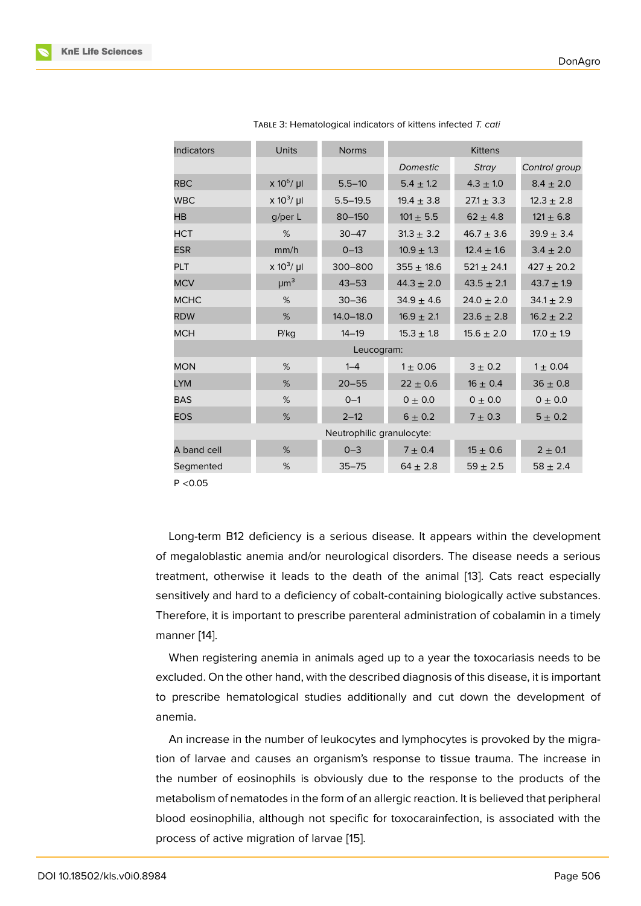Table 3: Hematological indicators of kittens infected *T. cati*

| Indicators | Units | Norms | Kittens | | |
|---|---|---|---|---|---|
| | | | *Domestic* | *Stray* | *Control group* |
| RBC | x $10^6$/ µl | 5.5–10 | 5.4 ± 1.2 | 4.3 ± 1.0 | 8.4 ± 2.0 |
| WBC | x $10^3$/ µl | 5.5–19.5 | 19.4 ± 3.8 | 27.1 ± 3.3 | 12.3 ± 2.8 |
| HB | g/per L | 80–150 | 101 ± 5.5 | 62 ± 4.8 | 121 ± 6.8 |
| HCT | % | 30–47 | 31.3 ± 3.2 | 46.7 ± 3.6 | 39.9 ± 3.4 |
| ESR | mm/h | 0–13 | 10.9 ± 1.3 | 12.4 ± 1.6 | 3.4 ± 2.0 |
| PLT | x $10^3$/ µl | 300–800 | 355 ± 18.6 | 521 ± 24.1 | 427 ± 20.2 |
| MCV | µm$^3$ | 43–53 | 44.3 ± 2.0 | 43.5 ± 2.1 | 43.7 ± 1.9 |
| MCHC | % | 30–36 | 34.9 ± 4.6 | 24.0 ± 2.0 | 34.1 ± 2.9 |
| RDW | % | 14.0–18.0 | 16.9 ± 2.1 | 23.6 ± 2.8 | 16.2 ± 2.2 |
| MCH | P/kg | 14–19 | 15.3 ± 1.8 | 15.6 ± 2.0 | 17.0 ± 1.9 |
| Leucogram: | | | | | |
| MON | % | 1–4 | 1 ± 0.06 | 3 ± 0.2 | 1 ± 0.04 |
| LYM | % | 20–55 | 22 ± 0.6 | 16 ± 0.4 | 36 ± 0.8 |
| BAS | % | 0–1 | 0 ± 0.0 | 0 ± 0.0 | 0 ± 0.0 |
| EOS | % | 2–12 | 6 ± 0.2 | 7 ± 0.3 | 5 ± 0.2 |
| Neutrophilic granulocyte: | | | | | |
| A band cell | % | 0–3 | 7 ± 0.4 | 15 ± 0.6 | 2 ± 0.1 |
| Segmented | % | 35–75 | 64 ± 2.8 | 59 ± 2.5 | 58 ± 2.4 |

$P < 0.05$

Long-term B12 deficiency is a serious disease. It appears within the development of megaloblastic anemia and/or neurological disorders. The disease needs a serious treatment, otherwise it leads to the death of the animal [13]. Cats react especially sensitively and hard to a deficiency of cobalt-containing biologically active substances. Therefore, it is important to prescribe parenteral administration of cobalamin in a timely manner [14].

When registering anemia in animals aged up to a year the toxocariasis needs to be excluded. On the other hand, with the described diagnosis of this disease, it is important to prescribe hematological studies additionally and cut down the development of anemia.

An increase in the number of leukocytes and lymphocytes is provoked by the migration of larvae and causes an organism's response to tissue trauma. The increase in the number of eosinophils is obviously due to the response to the products of the metabolism of nematodes in the form of an allergic reaction. It is believed that peripheral blood eosinophilia, although not specific for toxocarainfection, is associated with the process of active migration of larvae [15].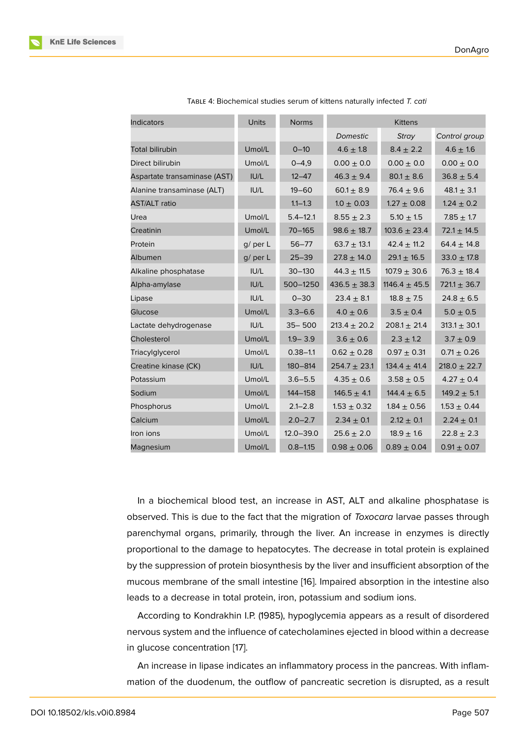Table 4: Biochemical studies serum of kittens naturally infected *T. cati*

| Indicators | Units | Norms | Kittens | | |
|---|---|---|---|---|---|
| | | | *Domestic* | *Stray* | *Control group* |
| Total bilirubin | Umol/L | 0–10 | 4.6 ± 1.8 | 8.4 ± 2.2 | 4.6 ± 1.6 |
| Direct bilirubin | Umol/L | 0–4,9 | 0.00 ± 0.0 | 0.00 ± 0.0 | 0.00 ± 0.0 |
| Aspartate transaminase (AST) | IU/L | 12–47 | 46.3 ± 9.4 | 80.1 ± 8.6 | 36.8 ± 5.4 |
| Alanine transaminase (ALT) | IU/L | 19–60 | 60.1 ± 8.9 | 76.4 ± 9.6 | 48.1 ± 3.1 |
| AST/ALT ratio | | 1.1–1.3 | 1.0 ± 0.03 | 1.27 ± 0.08 | 1.24 ± 0.2 |
| Urea | Umol/L | 5.4–12.1 | 8.55 ± 2.3 | 5.10 ± 1.5 | 7.85 ± 1.7 |
| Creatinin | Umol/L | 70–165 | 98.6 ± 18.7 | 103.6 ± 23.4 | 72.1 ± 14.5 |
| Protein | g/ per L | 56–77 | 63.7 ± 13.1 | 42.4 ± 11.2 | 64.4 ± 14.8 |
| Albumen | g/ per L | 25–39 | 27.8 ± 14.0 | 29.1 ± 16.5 | 33.0 ± 17.8 |
| Alkaline phosphatase | IU/L | 30–130 | 44.3 ± 11.5 | 107.9 ± 30.6 | 76.3 ± 18.4 |
| Alpha-amylase | IU/L | 500–1250 | 436.5 ± 38.3 | 1146.4 ± 45.5 | 721.1 ± 36.7 |
| Lipase | IU/L | 0–30 | 23.4 ± 8.1 | 18.8 ± 7.5 | 24.8 ± 6.5 |
| Glucose | Umol/L | 3.3–6.6 | 4.0 ± 0.6 | 3.5 ± 0.4 | 5.0 ± 0.5 |
| Lactate dehydrogenase | IU/L | 35– 500 | 213.4 ± 20.2 | 208.1 ± 21.4 | 313.1 ± 30.1 |
| Cholesterol | Umol/L | 1.9– 3.9 | 3.6 ± 0.6 | 2.3 ± 1.2 | 3.7 ± 0.9 |
| Triacylglycerol | Umol/L | 0.38–1.1 | 0.62 ± 0.28 | 0.97 ± 0.31 | 0.71 ± 0.26 |
| Creatine kinase (CK) | IU/L | 180–814 | 254.7 ± 23.1 | 134.4 ± 41.4 | 218.0 ± 22.7 |
| Potassium | Umol/L | 3.6–5.5 | 4.35 ± 0.6 | 3.58 ± 0.5 | 4.27 ± 0.4 |
| Sodium | Umol/L | 144–158 | 146.5 ± 4.1 | 144.4 ± 6.5 | 149.2 ± 5.1 |
| Phosphorus | Umol/L | 2.1–2.8 | 1.53 ± 0.32 | 1.84 ± 0.56 | 1.53 ± 0.44 |
| Calcium | Umol/L | 2.0–2.7 | 2.34 ± 0.1 | 2.12 ± 0.1 | 2.24 ± 0.1 |
| Iron ions | Umol/L | 12.0–39.0 | 25.6 ± 2.0 | 18.9 ± 1.6 | 22.8 ± 2.3 |
| Magnesium | Umol/L | 0.8–1.15 | 0.98 ± 0.06 | 0.89 ± 0.04 | 0.91 ± 0.07 |

In a biochemical blood test, an increase in AST, ALT and alkaline phosphatase is observed. This is due to the fact that the migration of *Toxocara* larvae passes through parenchymal organs, primarily, through the liver. An increase in enzymes is directly proportional to the damage to hepatocytes. The decrease in total protein is explained by the suppression of protein biosynthesis by the liver and insufficient absorption of the mucous membrane of the small intestine [16]. Impaired absorption in the intestine also leads to a decrease in total protein, iron, potassium and sodium ions.

According to Kondrakhin I.P. (1985), hypoglycemia appears as a result of disordered nervous system and the influence of catecholamines ejected in blood within a decrease in glucose concentration [17].

An increase in lipase indicates an inflammatory process in the pancreas. With inflammation of the duodenum, the outflow of pancreatic secretion is disrupted, as a result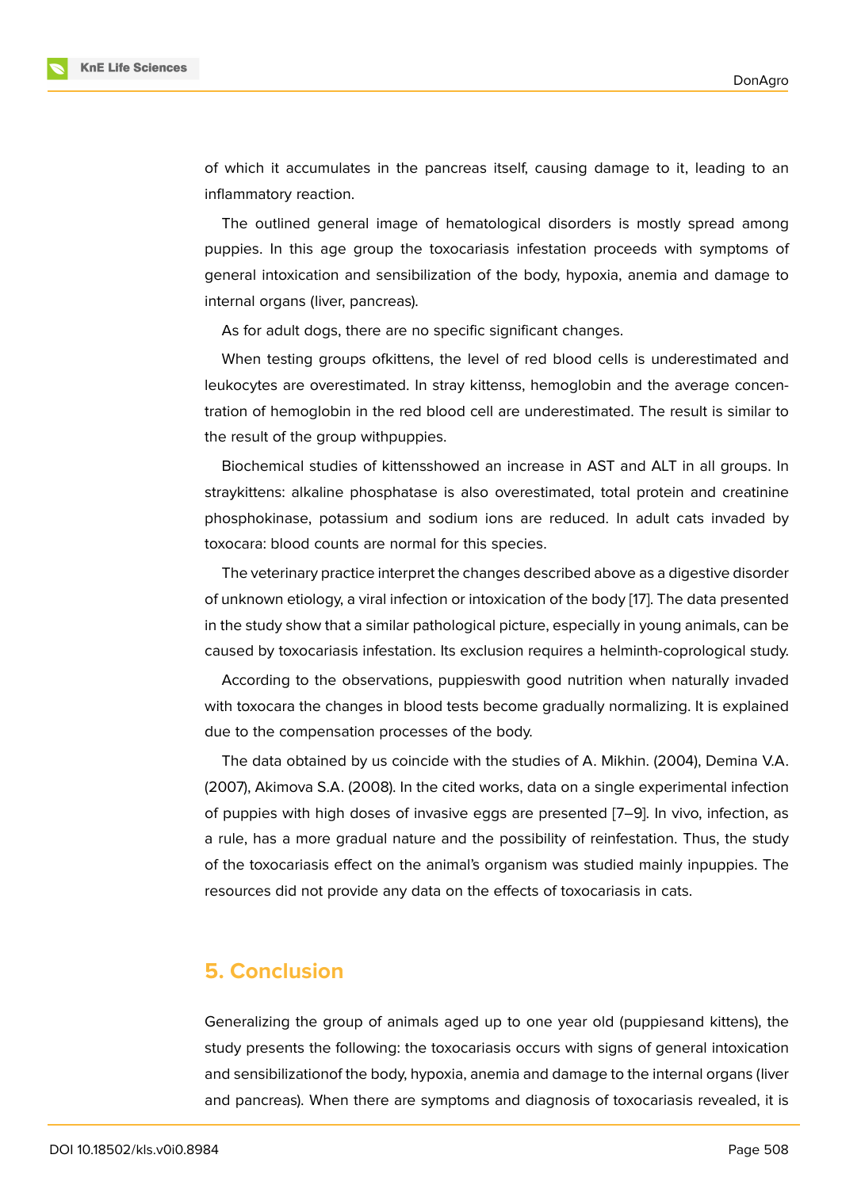of which it accumulates in the pancreas itself, causing damage to it, leading to an inflammatory reaction.

The outlined general image of hematological disorders is mostly spread among puppies. In this age group the toxocariasis infestation proceeds with symptoms of general intoxication and sensibilization of the body, hypoxia, anemia and damage to internal organs (liver, pancreas).

As for adult dogs, there are no specific significant changes.

When testing groups ofkittens, the level of red blood cells is underestimated and leukocytes are overestimated. In stray kittenss, hemoglobin and the average concentration of hemoglobin in the red blood cell are underestimated. The result is similar to the result of the group withpuppies.

Biochemical studies of kittensshowed an increase in AST and ALT in all groups. In straykittens: alkaline phosphatase is also overestimated, total protein and creatinine phosphokinase, potassium and sodium ions are reduced. In adult cats invaded by toxocara: blood counts are normal for this species.

The veterinary practice interpret the changes described above as a digestive disorder of unknown etiology, a viral infection or intoxication of the body [17]. The data presented in the study show that a similar pathological picture, especially in young animals, can be caused by toxocariasis infestation. Its exclusion requires a helminth-coprological study.

According to the observations, puppieswith good nutrition when naturally invaded with toxocara the changes in blood tests become gradually normalizing. It is explained due to the compensation processes of the body.

The data obtained by us coincide with the studies of A. Mikhin. (2004), Demina V.A. (2007), Akimova S.A. (2008). In the cited works, data on a single experimental infection of puppies with high doses of invasive eggs are presented [7–9]. In vivo, infection, as a rule, has a more gradual nature and the possibility of reinfestation. Thus, the study of the toxocariasis effect on the animal's organism was studied mainly inpuppies. The resources did not provide any data on the effects of toxocariasis in cats.

## 5. Conclusion

Generalizing the group of animals aged up to one year old (puppiesand kittens), the study presents the following: the toxocariasis occurs with signs of general intoxication and sensibilizationof the body, hypoxia, anemia and damage to the internal organs (liver and pancreas). When there are symptoms and diagnosis of toxocariasis revealed, it is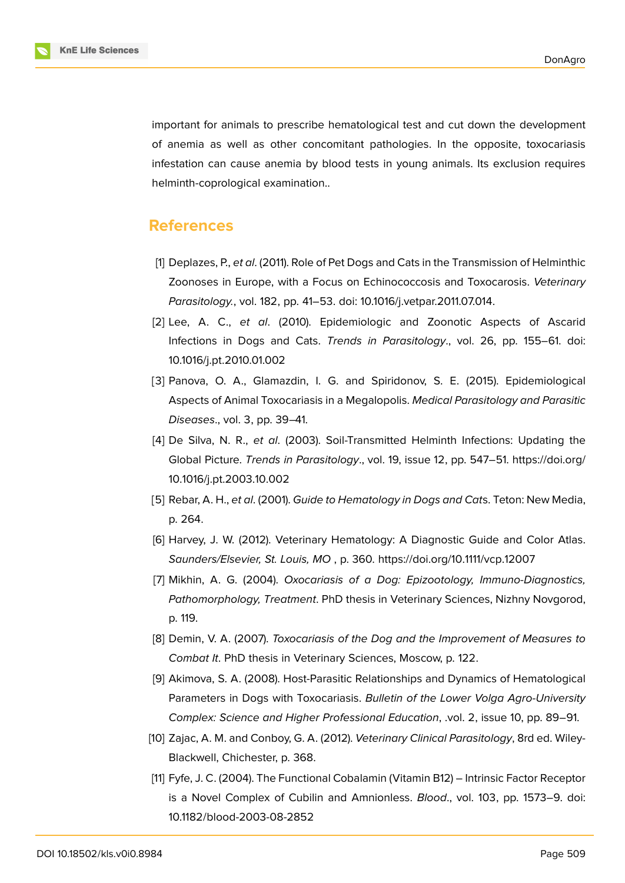important for animals to prescribe hematological test and cut down the development of anemia as well as other concomitant pathologies. In the opposite, toxocariasis infestation can cause anemia by blood tests in young animals. Its exclusion requires helminth-coprological examination..

## References

[1] Deplazes, P., *et al*. (2011). Role of Pet Dogs and Cats in the Transmission of Helminthic Zoonoses in Europe, with a Focus on Echinococcosis and Toxocarosis. *Veterinary Parasitology.*, vol. 182, pp. 41–53. doi: 10.1016/j.vetpar.2011.07.014.

[2] Lee, A. C., *et al*. (2010). Epidemiologic and Zoonotic Aspects of Ascarid Infections in Dogs and Cats. *Trends in Parasitology*., vol. 26, pp. 155–61. doi: 10.1016/j.pt.2010.01.002

[3] Panova, O. A., Glamazdin, I. G. and Spiridonov, S. E. (2015). Epidemiological Aspects of Animal Toxocariasis in a Megalopolis. *Medical Parasitology and Parasitic Diseases*., vol. 3, pp. 39–41.

[4] De Silva, N. R., *et al*. (2003). Soil-Transmitted Helminth Infections: Updating the Global Picture. *Trends in Parasitology*., vol. 19, issue 12, pp. 547–51. https://doi.org/10.1016/j.pt.2003.10.002

[5] Rebar, A. H., *et al*. (2001). *Guide to Hematology in Dogs and Cat*s. Teton: New Media, p. 264.

[6] Harvey, J. W. (2012). Veterinary Hematology: A Diagnostic Guide and Color Atlas. *Saunders/Elsevier, St. Louis, MO* , p. 360. https://doi.org/10.1111/vcp.12007

[7] Mikhin, A. G. (2004). *Oxocariasis of a Dog: Epizootology, Immuno-Diagnostics, Pathomorphology, Treatment*. PhD thesis in Veterinary Sciences, Nizhny Novgorod, p. 119.

[8] Demin, V. A. (2007). *Toxocariasis of the Dog and the Improvement of Measures to Combat It*. PhD thesis in Veterinary Sciences, Moscow, p. 122.

[9] Akimova, S. A. (2008). Host-Parasitic Relationships and Dynamics of Hematological Parameters in Dogs with Toxocariasis. *Bulletin of the Lower Volga Agro-University Complex: Science and Higher Professional Education*, .vol. 2, issue 10, pp. 89–91.

[10] Zajac, A. M. and Conboy, G. A. (2012). *Veterinary Clinical Parasitology*, 8rd ed. Wiley-Blackwell, Chichester, p. 368.

[11] Fyfe, J. C. (2004). The Functional Cobalamin (Vitamin B12) – Intrinsic Factor Receptor is a Novel Complex of Cubilin and Amnionless. *Blood*., vol. 103, pp. 1573–9. doi: 10.1182/blood-2003-08-2852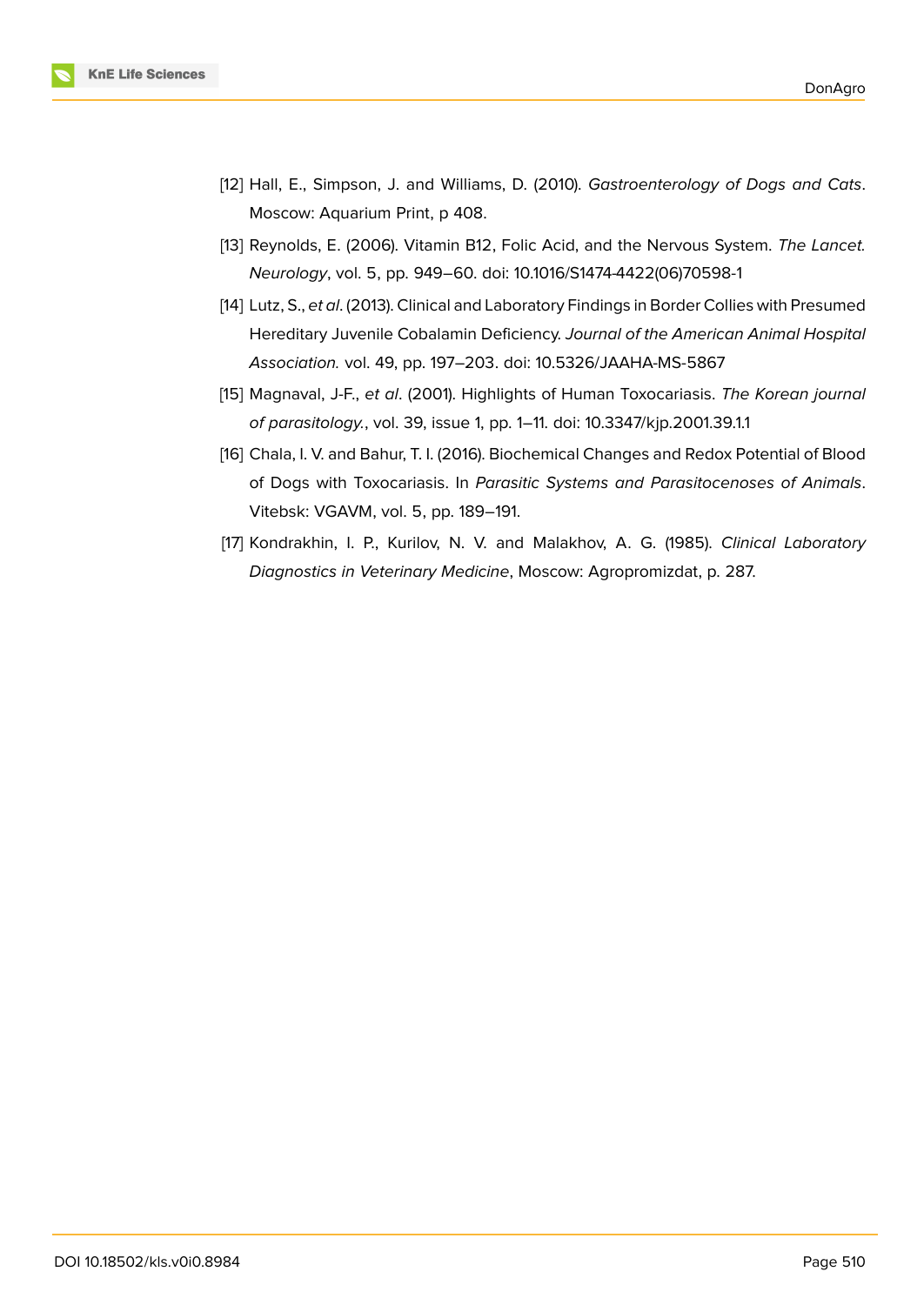[12] Hall, E., Simpson, J. and Williams, D. (2010). *Gastroenterology of Dogs and Cats*. Moscow: Aquarium Print, p 408.

[13] Reynolds, E. (2006). Vitamin B12, Folic Acid, and the Nervous System. *The Lancet. Neurology*, vol. 5, pp. 949–60. doi: 10.1016/S1474-4422(06)70598-1

[14] Lutz, S., *et al*. (2013). Clinical and Laboratory Findings in Border Collies with Presumed Hereditary Juvenile Cobalamin Deficiency. *Journal of the American Animal Hospital Association.* vol. 49, pp. 197–203. doi: 10.5326/JAAHA-MS-5867

[15] Magnaval, J-F., *et al*. (2001). Highlights of Human Toxocariasis. *The Korean journal of parasitology.*, vol. 39, issue 1, pp. 1–11. doi: 10.3347/kjp.2001.39.1.1

[16] Chala, I. V. and Bahur, T. I. (2016). Biochemical Changes and Redox Potential of Blood of Dogs with Toxocariasis. In *Parasitic Systems and Parasitocenoses of Animals*. Vitebsk: VGAVM, vol. 5, pp. 189–191.

[17] Kondrakhin, I. P., Kurilov, N. V. and Malakhov, A. G. (1985). *Clinical Laboratory Diagnostics in Veterinary Medicine*, Moscow: Agropromizdat, p. 287.